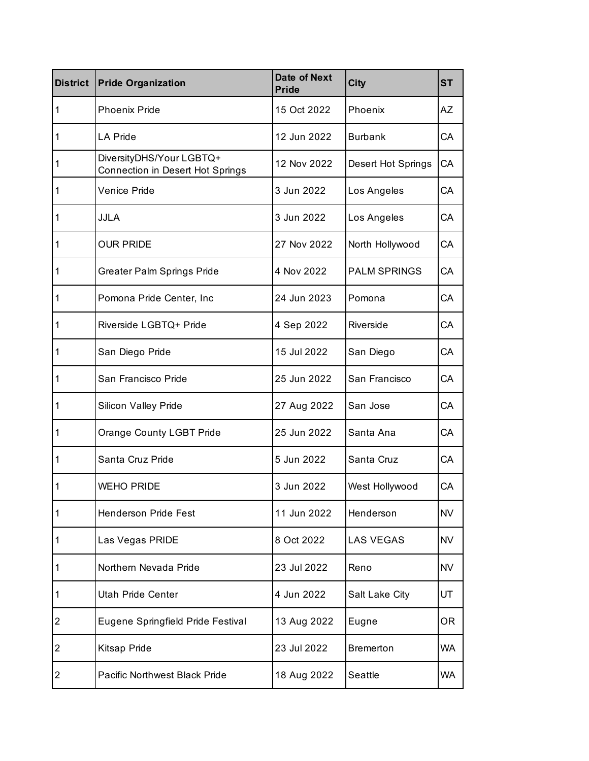| District | Pride Organization | Date of Next Pride | City | ST |
| --- | --- | --- | --- | --- |
| 1 | Phoenix Pride | 15 Oct 2022 | Phoenix | AZ |
| 1 | LA Pride | 12 Jun 2022 | Burbank | CA |
| 1 | DiversityDHS/Your LGBTQ+ Connection in Desert Hot Springs | 12 Nov 2022 | Desert Hot Springs | CA |
| 1 | Venice Pride | 3 Jun 2022 | Los Angeles | CA |
| 1 | JJLA | 3 Jun 2022 | Los Angeles | CA |
| 1 | OUR PRIDE | 27 Nov 2022 | North Hollywood | CA |
| 1 | Greater Palm Springs Pride | 4 Nov 2022 | PALM SPRINGS | CA |
| 1 | Pomona Pride Center, Inc | 24 Jun 2023 | Pomona | CA |
| 1 | Riverside LGBTQ+ Pride | 4 Sep 2022 | Riverside | CA |
| 1 | San Diego Pride | 15 Jul 2022 | San Diego | CA |
| 1 | San Francisco Pride | 25 Jun 2022 | San Francisco | CA |
| 1 | Silicon Valley Pride | 27 Aug 2022 | San Jose | CA |
| 1 | Orange County LGBT Pride | 25 Jun 2022 | Santa Ana | CA |
| 1 | Santa Cruz Pride | 5 Jun 2022 | Santa Cruz | CA |
| 1 | WEHO PRIDE | 3 Jun 2022 | West Hollywood | CA |
| 1 | Henderson Pride Fest | 11 Jun 2022 | Henderson | NV |
| 1 | Las Vegas PRIDE | 8 Oct 2022 | LAS VEGAS | NV |
| 1 | Northern Nevada Pride | 23 Jul 2022 | Reno | NV |
| 1 | Utah Pride Center | 4 Jun 2022 | Salt Lake City | UT |
| 2 | Eugene Springfield Pride Festival | 13 Aug 2022 | Eugne | OR |
| 2 | Kitsap Pride | 23 Jul 2022 | Bremerton | WA |
| 2 | Pacific Northwest Black Pride | 18 Aug 2022 | Seattle | WA |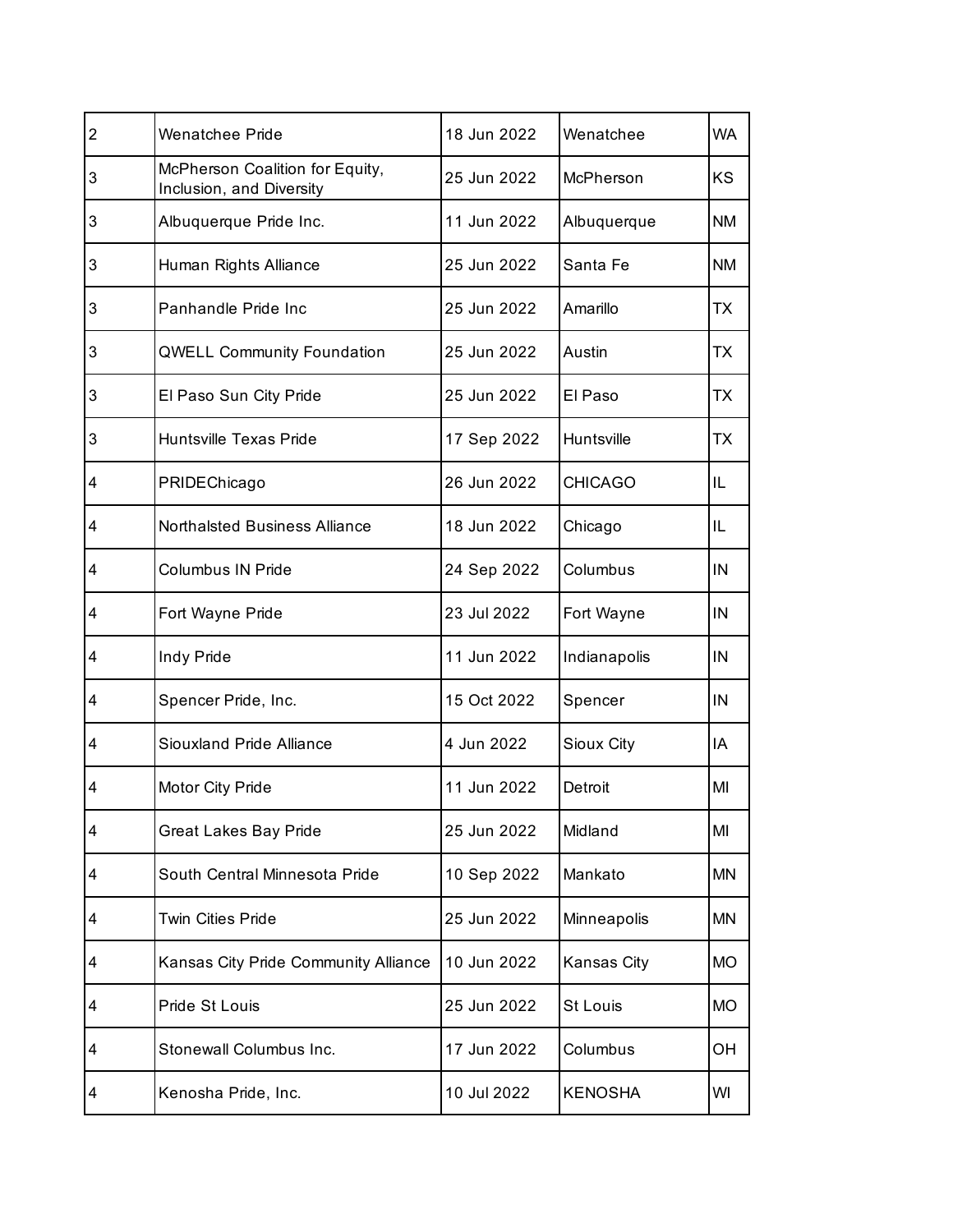| | | | | |
|---|---|---|---|---|
| 2 | Wenatchee Pride | 18 Jun 2022 | Wenatchee | WA |
| 3 | McPherson Coalition for Equity, Inclusion, and Diversity | 25 Jun 2022 | McPherson | KS |
| 3 | Albuquerque Pride Inc. | 11 Jun 2022 | Albuquerque | NM |
| 3 | Human Rights Alliance | 25 Jun 2022 | Santa Fe | NM |
| 3 | Panhandle Pride Inc | 25 Jun 2022 | Amarillo | TX |
| 3 | QWELL Community Foundation | 25 Jun 2022 | Austin | TX |
| 3 | El Paso Sun City Pride | 25 Jun 2022 | El Paso | TX |
| 3 | Huntsville Texas Pride | 17 Sep 2022 | Huntsville | TX |
| 4 | PRIDEChicago | 26 Jun 2022 | CHICAGO | IL |
| 4 | Northalsted Business Alliance | 18 Jun 2022 | Chicago | IL |
| 4 | Columbus IN Pride | 24 Sep 2022 | Columbus | IN |
| 4 | Fort Wayne Pride | 23 Jul 2022 | Fort Wayne | IN |
| 4 | Indy Pride | 11 Jun 2022 | Indianapolis | IN |
| 4 | Spencer Pride, Inc. | 15 Oct 2022 | Spencer | IN |
| 4 | Siouxland Pride Alliance | 4 Jun 2022 | Sioux City | IA |
| 4 | Motor City Pride | 11 Jun 2022 | Detroit | MI |
| 4 | Great Lakes Bay Pride | 25 Jun 2022 | Midland | MI |
| 4 | South Central Minnesota Pride | 10 Sep 2022 | Mankato | MN |
| 4 | Twin Cities Pride | 25 Jun 2022 | Minneapolis | MN |
| 4 | Kansas City Pride Community Alliance | 10 Jun 2022 | Kansas City | MO |
| 4 | Pride St Louis | 25 Jun 2022 | St Louis | MO |
| 4 | Stonewall Columbus Inc. | 17 Jun 2022 | Columbus | OH |
| 4 | Kenosha Pride, Inc. | 10 Jul 2022 | KENOSHA | WI |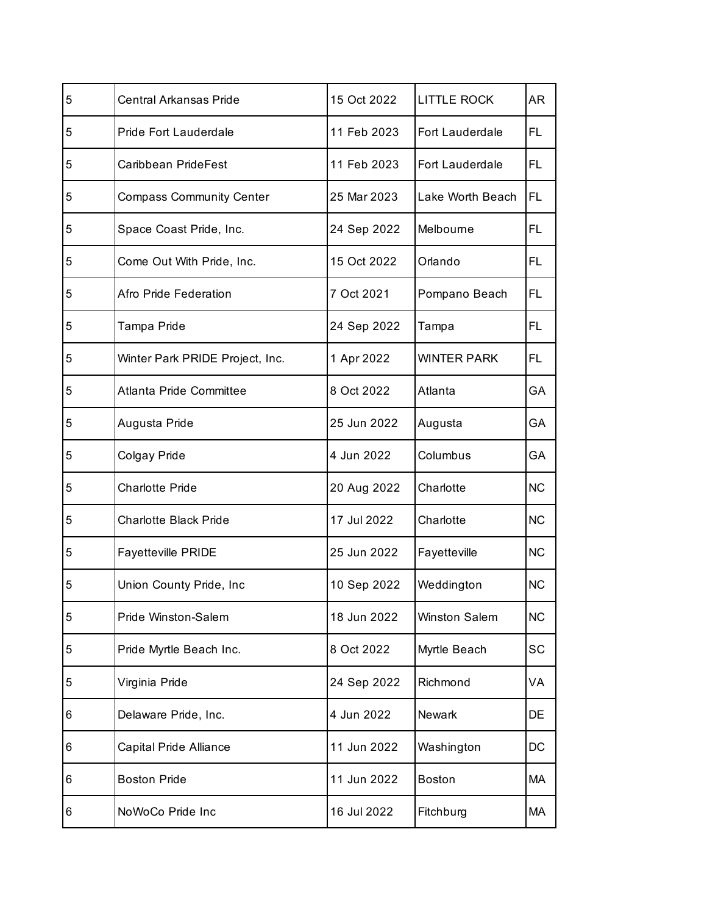| | | | | |
|---|---|---|---|---|
| 5 | Central Arkansas Pride | 15 Oct 2022 | LITTLE ROCK | AR |
| 5 | Pride Fort Lauderdale | 11 Feb 2023 | Fort Lauderdale | FL |
| 5 | Caribbean PrideFest | 11 Feb 2023 | Fort Lauderdale | FL |
| 5 | Compass Community Center | 25 Mar 2023 | Lake Worth Beach | FL |
| 5 | Space Coast Pride, Inc. | 24 Sep 2022 | Melbourne | FL |
| 5 | Come Out With Pride, Inc. | 15 Oct 2022 | Orlando | FL |
| 5 | Afro Pride Federation | 7 Oct 2021 | Pompano Beach | FL |
| 5 | Tampa Pride | 24 Sep 2022 | Tampa | FL |
| 5 | Winter Park PRIDE Project, Inc. | 1 Apr 2022 | WINTER PARK | FL |
| 5 | Atlanta Pride Committee | 8 Oct 2022 | Atlanta | GA |
| 5 | Augusta Pride | 25 Jun 2022 | Augusta | GA |
| 5 | Colgay Pride | 4 Jun 2022 | Columbus | GA |
| 5 | Charlotte Pride | 20 Aug 2022 | Charlotte | NC |
| 5 | Charlotte Black Pride | 17 Jul 2022 | Charlotte | NC |
| 5 | Fayetteville PRIDE | 25 Jun 2022 | Fayetteville | NC |
| 5 | Union County Pride, Inc | 10 Sep 2022 | Weddington | NC |
| 5 | Pride Winston-Salem | 18 Jun 2022 | Winston Salem | NC |
| 5 | Pride Myrtle Beach Inc. | 8 Oct 2022 | Myrtle Beach | SC |
| 5 | Virginia Pride | 24 Sep 2022 | Richmond | VA |
| 6 | Delaware Pride, Inc. | 4 Jun 2022 | Newark | DE |
| 6 | Capital Pride Alliance | 11 Jun 2022 | Washington | DC |
| 6 | Boston Pride | 11 Jun 2022 | Boston | MA |
| 6 | NoWoCo Pride Inc | 16 Jul 2022 | Fitchburg | MA |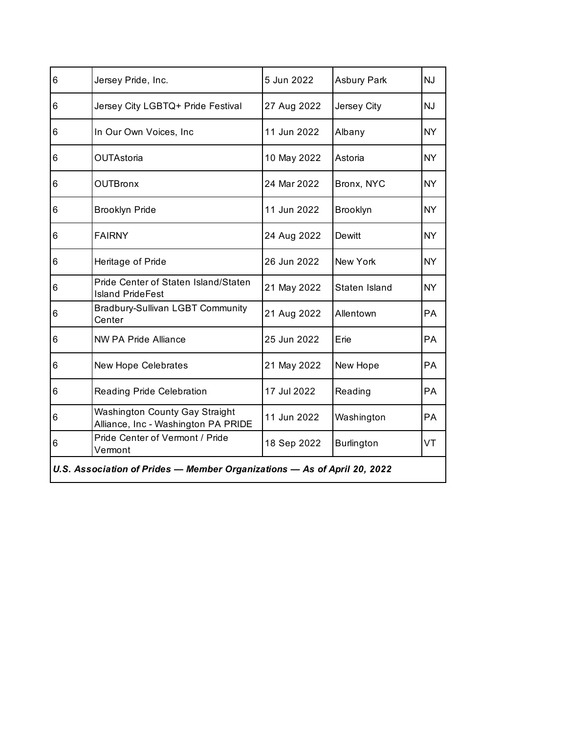| | | | | |
|---|---|---|---|---|
| 6 | Jersey Pride, Inc. | 5 Jun 2022 | Asbury Park | NJ |
| 6 | Jersey City LGBTQ+ Pride Festival | 27 Aug 2022 | Jersey City | NJ |
| 6 | In Our Own Voices, Inc | 11 Jun 2022 | Albany | NY |
| 6 | OUTAstoria | 10 May 2022 | Astoria | NY |
| 6 | OUTBronx | 24 Mar 2022 | Bronx, NYC | NY |
| 6 | Brooklyn Pride | 11 Jun 2022 | Brooklyn | NY |
| 6 | FAIRNY | 24 Aug 2022 | Dewitt | NY |
| 6 | Heritage of Pride | 26 Jun 2022 | New York | NY |
| 6 | Pride Center of Staten Island/Staten Island PrideFest | 21 May 2022 | Staten Island | NY |
| 6 | Bradbury-Sullivan LGBT Community Center | 21 Aug 2022 | Allentown | PA |
| 6 | NW PA Pride Alliance | 25 Jun 2022 | Erie | PA |
| 6 | New Hope Celebrates | 21 May 2022 | New Hope | PA |
| 6 | Reading Pride Celebration | 17 Jul 2022 | Reading | PA |
| 6 | Washington County Gay Straight Alliance, Inc - Washington PA PRIDE | 11 Jun 2022 | Washington | PA |
| 6 | Pride Center of Vermont / Pride Vermont | 18 Sep 2022 | Burlington | VT |
| ***U.S. Association of Prides — Member Organizations — As of April 20, 2022*** | | | | |